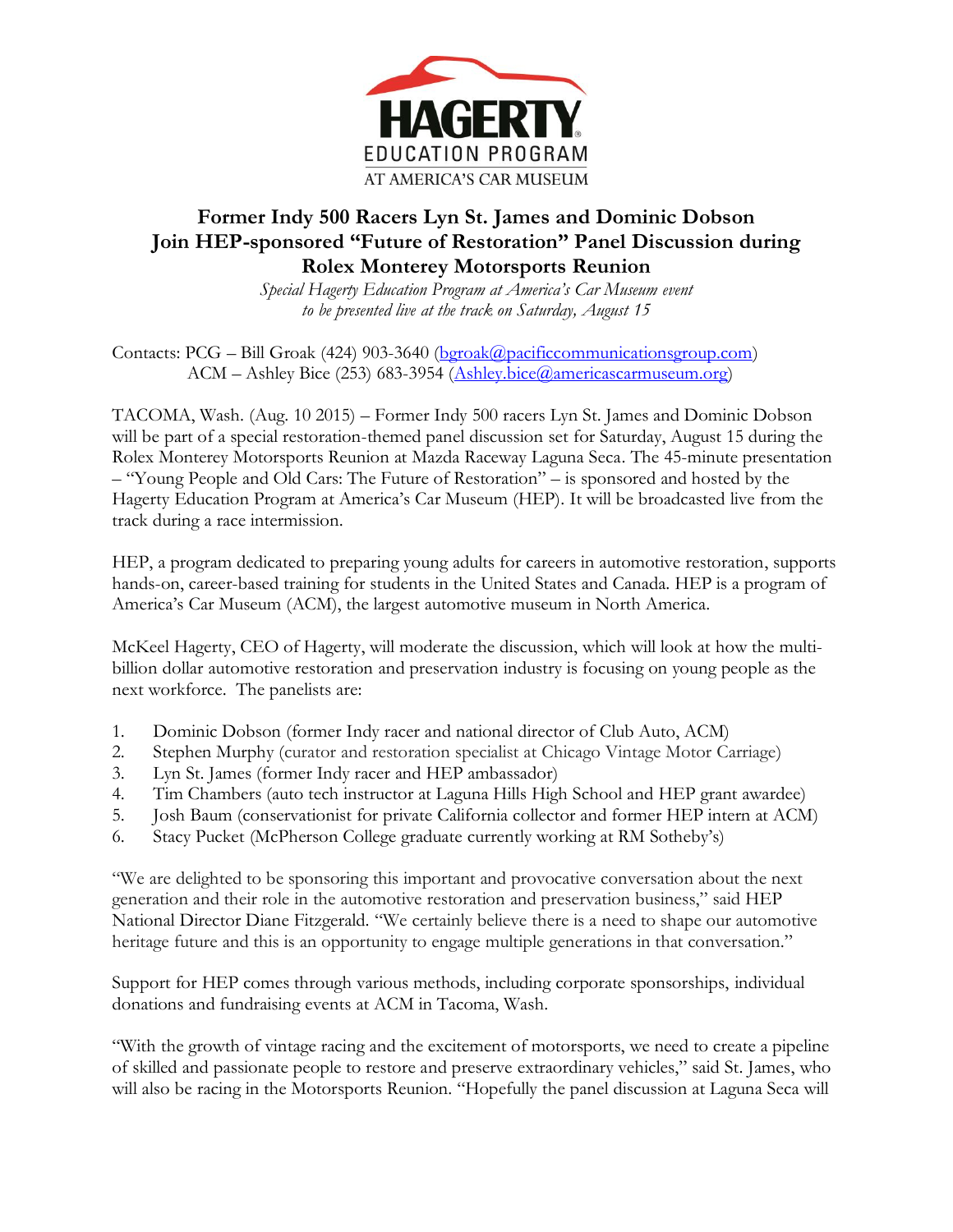HAGERTY
EDUCATION PROGRAM
AT AMERICA'S CAR MUSEUM

# Former Indy 500 Racers Lyn St. James and Dominic Dobson Join HEP-sponsored "Future of Restoration" Panel Discussion during Rolex Monterey Motorsports Reunion

*Special Hagerty Education Program at America's Car Museum event to be presented live at the track on Saturday, August 15*

Contacts: PCG – Bill Groak (424) 903-3640 (bgroak@pacificcommunicationsgroup.com)
ACM – Ashley Bice (253) 683-3954 (Ashley.bice@americascarmuseum.org)

TACOMA, Wash. (Aug. 10 2015) – Former Indy 500 racers Lyn St. James and Dominic Dobson will be part of a special restoration-themed panel discussion set for Saturday, August 15 during the Rolex Monterey Motorsports Reunion at Mazda Raceway Laguna Seca. The 45-minute presentation – "Young People and Old Cars: The Future of Restoration" – is sponsored and hosted by the Hagerty Education Program at America's Car Museum (HEP). It will be broadcasted live from the track during a race intermission.

HEP, a program dedicated to preparing young adults for careers in automotive restoration, supports hands-on, career-based training for students in the United States and Canada. HEP is a program of America's Car Museum (ACM), the largest automotive museum in North America.

McKeel Hagerty, CEO of Hagerty, will moderate the discussion, which will look at how the multi-billion dollar automotive restoration and preservation industry is focusing on young people as the next workforce. The panelists are:

1. Dominic Dobson (former Indy racer and national director of Club Auto, ACM)
2. Stephen Murphy (curator and restoration specialist at Chicago Vintage Motor Carriage)
3. Lyn St. James (former Indy racer and HEP ambassador)
4. Tim Chambers (auto tech instructor at Laguna Hills High School and HEP grant awardee)
5. Josh Baum (conservationist for private California collector and former HEP intern at ACM)
6. Stacy Pucket (McPherson College graduate currently working at RM Sotheby's)

"We are delighted to be sponsoring this important and provocative conversation about the next generation and their role in the automotive restoration and preservation business," said HEP National Director Diane Fitzgerald. "We certainly believe there is a need to shape our automotive heritage future and this is an opportunity to engage multiple generations in that conversation."

Support for HEP comes through various methods, including corporate sponsorships, individual donations and fundraising events at ACM in Tacoma, Wash.

"With the growth of vintage racing and the excitement of motorsports, we need to create a pipeline of skilled and passionate people to restore and preserve extraordinary vehicles," said St. James, who will also be racing in the Motorsports Reunion. "Hopefully the panel discussion at Laguna Seca will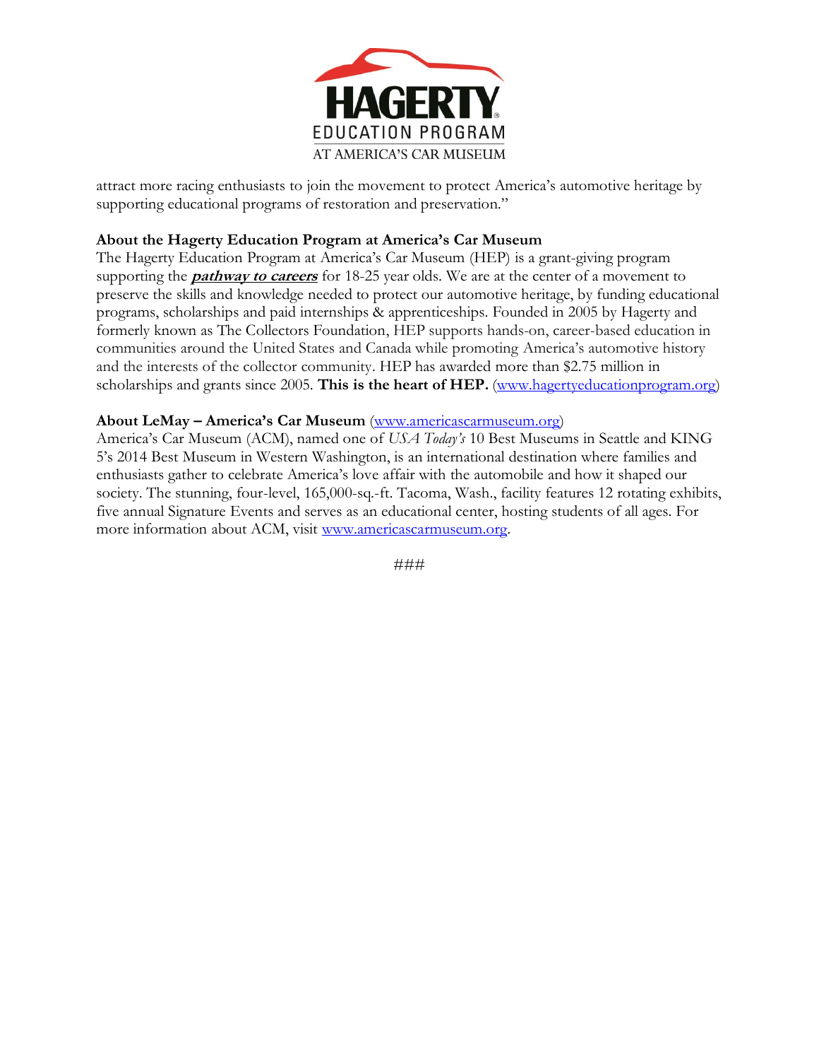attract more racing enthusiasts to join the movement to protect America's automotive heritage by supporting educational programs of restoration and preservation."

**About the Hagerty Education Program at America's Car Museum**
The Hagerty Education Program at America's Car Museum (HEP) is a grant-giving program supporting the ***pathway to careers*** for 18-25 year olds. We are at the center of a movement to preserve the skills and knowledge needed to protect our automotive heritage, by funding educational programs, scholarships and paid internships & apprenticeships. Founded in 2005 by Hagerty and formerly known as The Collectors Foundation, HEP supports hands-on, career-based education in communities around the United States and Canada while promoting America's automotive history and the interests of the collector community. HEP has awarded more than $2.75 million in scholarships and grants since 2005. **This is the heart of HEP.** (www.hagertyeducationprogram.org)

**About LeMay – America's Car Museum** (www.americascarmuseum.org)
America's Car Museum (ACM), named one of *USA Today's* 10 Best Museums in Seattle and KING 5's 2014 Best Museum in Western Washington, is an international destination where families and enthusiasts gather to celebrate America's love affair with the automobile and how it shaped our society. The stunning, four-level, 165,000-sq.-ft. Tacoma, Wash., facility features 12 rotating exhibits, five annual Signature Events and serves as an educational center, hosting students of all ages. For more information about ACM, visit www.americascarmuseum.org.

###